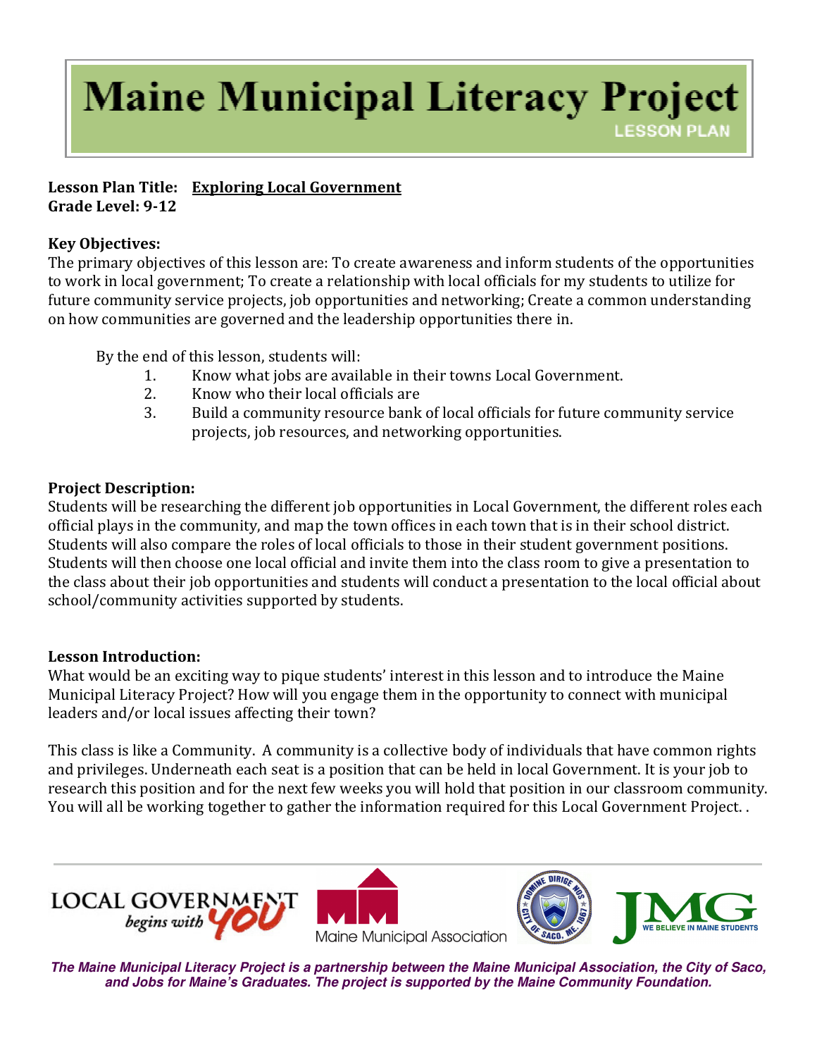# Maine Municipal Literacy Project

LESSON PLAN

**Lesson Plan Title:** **Exploring Local Government**
**Grade Level: 9-12**

**Key Objectives:**
The primary objectives of this lesson are: To create awareness and inform students of the opportunities to work in local government; To create a relationship with local officials for my students to utilize for future community service projects, job opportunities and networking; Create a common understanding on how communities are governed and the leadership opportunities there in.

By the end of this lesson, students will:

1. Know what jobs are available in their towns Local Government.
2. Know who their local officials are
3. Build a community resource bank of local officials for future community service projects, job resources, and networking opportunities.

**Project Description:**
Students will be researching the different job opportunities in Local Government, the different roles each official plays in the community, and map the town offices in each town that is in their school district. Students will also compare the roles of local officials to those in their student government positions. Students will then choose one local official and invite them into the class room to give a presentation to the class about their job opportunities and students will conduct a presentation to the local official about school/community activities supported by students.

**Lesson Introduction:**
What would be an exciting way to pique students' interest in this lesson and to introduce the Maine Municipal Literacy Project? How will you engage them in the opportunity to connect with municipal leaders and/or local issues affecting their town?

This class is like a Community. A community is a collective body of individuals that have common rights and privileges. Underneath each seat is a position that can be held in local Government. It is your job to research this position and for the next few weeks you will hold that position in our classroom community. You will all be working together to gather the information required for this Local Government Project. .

LOCAL GOVERNMENT begins with YOU | Maine Municipal Association | City of Saco | JMG We Believe in Maine Students

***The Maine Municipal Literacy Project is a partnership between the Maine Municipal Association, the City of Saco, and Jobs for Maine's Graduates. The project is supported by the Maine Community Foundation.***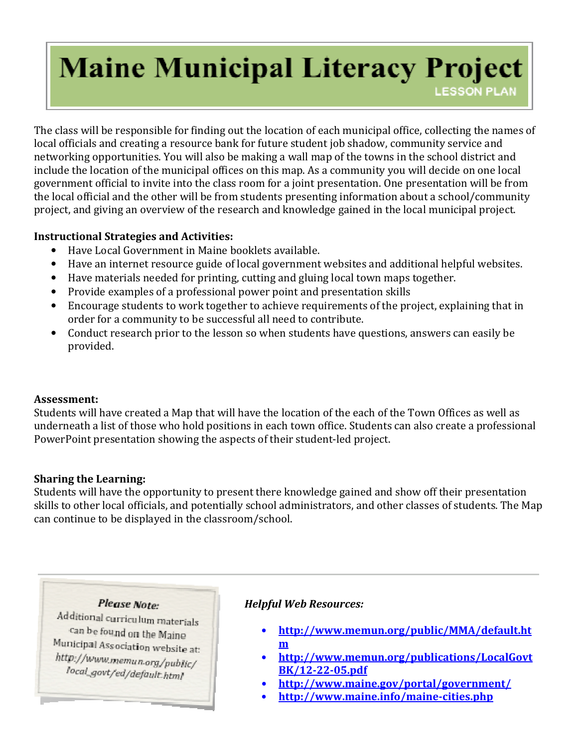# Maine Municipal Literacy Project

LESSON PLAN

The class will be responsible for finding out the location of each municipal office, collecting the names of local officials and creating a resource bank for future student job shadow, community service and networking opportunities. You will also be making a wall map of the towns in the school district and include the location of the municipal offices on this map. As a community you will decide on one local government official to invite into the class room for a joint presentation. One presentation will be from the local official and the other will be from students presenting information about a school/community project, and giving an overview of the research and knowledge gained in the local municipal project.

**Instructional Strategies and Activities:**

- Have Local Government in Maine booklets available.
- Have an internet resource guide of local government websites and additional helpful websites.
- Have materials needed for printing, cutting and gluing local town maps together.
- Provide examples of a professional power point and presentation skills
- Encourage students to work together to achieve requirements of the project, explaining that in order for a community to be successful all need to contribute.
- Conduct research prior to the lesson so when students have questions, answers can easily be provided.

**Assessment:**

Students will have created a Map that will have the location of the each of the Town Offices as well as underneath a list of those who hold positions in each town office. Students can also create a professional PowerPoint presentation showing the aspects of their student-led project.

**Sharing the Learning:**

Students will have the opportunity to present there knowledge gained and show off their presentation skills to other local officials, and potentially school administrators, and other classes of students. The Map can continue to be displayed in the classroom/school.

***Please Note:***

Additional curriculum materials can be found on the Maine Municipal Association website at: *http://www.memun.org/public/local_govt/ed/default.html*

***Helpful Web Resources:***

- **http://www.memun.org/public/MMA/default.htm**
- **http://www.memun.org/publications/LocalGovtBK/12-22-05.pdf**
- **http://www.maine.gov/portal/government/**
- **http://www.maine.info/maine-cities.php**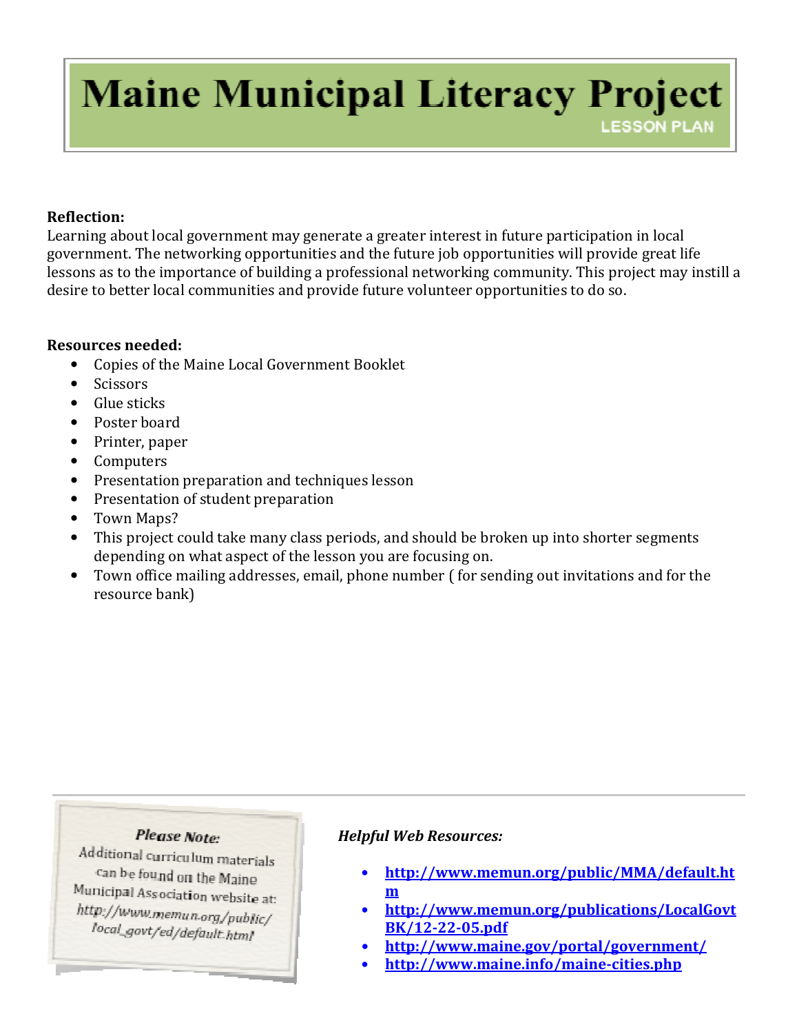# Maine Municipal Literacy Project

LESSON PLAN

**Reflection:**
Learning about local government may generate a greater interest in future participation in local government. The networking opportunities and the future job opportunities will provide great life lessons as to the importance of building a professional networking community. This project may instill a desire to better local communities and provide future volunteer opportunities to do so.

**Resources needed:**

- Copies of the Maine Local Government Booklet
- Scissors
- Glue sticks
- Poster board
- Printer, paper
- Computers
- Presentation preparation and techniques lesson
- Presentation of student preparation
- Town Maps?
- This project could take many class periods, and should be broken up into shorter segments depending on what aspect of the lesson you are focusing on.
- Town office mailing addresses, email, phone number ( for sending out invitations and for the resource bank)

***Please Note:***
Additional curriculum materials can be found on the Maine Municipal Association website at: *http://www.memun.org/public/local_govt/ed/default.html*

***Helpful Web Resources:***

- **http://www.memun.org/public/MMA/default.htm**
- **http://www.memun.org/publications/LocalGovtBK/12-22-05.pdf**
- **http://www.maine.gov/portal/government/**
- **http://www.maine.info/maine-cities.php**